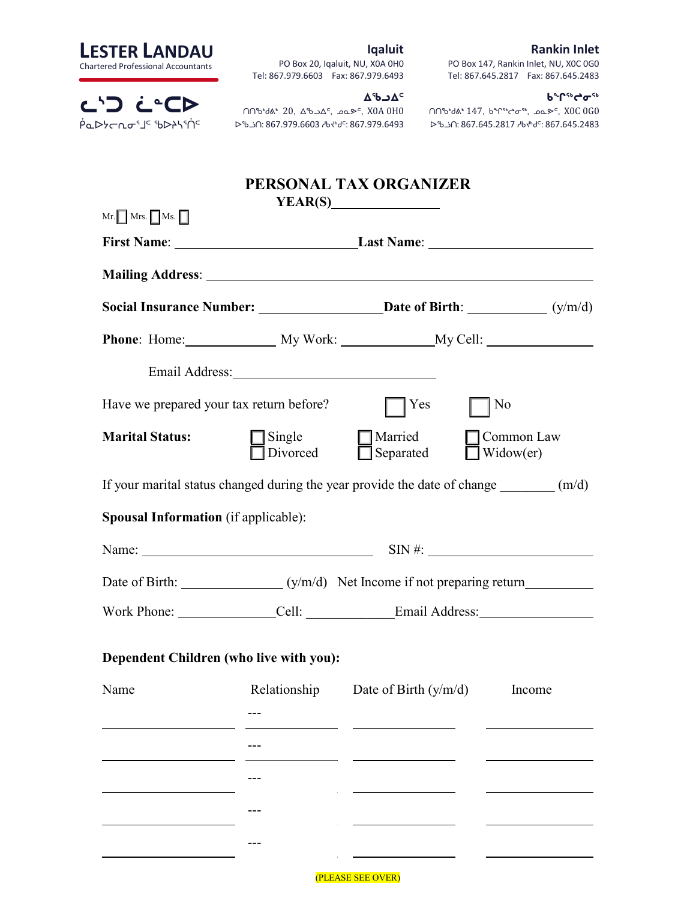**LESTER LANDAU**
Chartered Professional Accountants

ᓚᔅᑐ ᓛᓐᑕᐅ
ᑮᓇᐅᔭᓕᕆᓂᕐᒧᑦ ᖃᐅᔨᓴᕐᑏᑦ

**Iqaluit**
PO Box 20, Iqaluit, NU, X0A 0H0
Tel: 867.979.6603 Fax: 867.979.6493

**ᐃᖃᓗᐃᑦ**
ᑎᑎᖅᑲᕝᕕᒃ 20, ᐃᖃᓗᐃᑦ, ᓄᓇᕗᑦ, X0A 0H0
ᐅᖃᓘᑎ: 867.979.6603 ᓱᑲᔪᒃᑯᑦ: 867.979.6493

**Rankin Inlet**
PO Box 147, Rankin Inlet, NU, X0C 0G0
Tel: 867.645.2817 Fax: 867.645.2483

**ᑲᖏᕿᓂᖅ**
ᑎᑎᖅᑲᕝᕕᒃ 147, ᑲᖏᕿᓂᖅ, ᓄᓇᕗᑦ, X0C 0G0
ᐅᖃᓘᑎ: 867.645.2817 ᓱᑲᔪᒃᑯᑦ: 867.645.2483

# PERSONAL TAX ORGANIZER

**YEAR(S)**\_\_\_\_\_\_\_\_\_\_\_\_\_\_

Mr. ☐ Mrs. ☐ Ms. ☐

**First Name**: \_\_\_\_\_\_\_\_\_\_\_\_\_\_\_\_\_\_\_\_ **Last Name**: \_\_\_\_\_\_\_\_\_\_\_\_\_\_\_\_\_\_\_\_

**Mailing Address**: \_\_\_\_\_\_\_\_\_\_\_\_\_\_\_\_\_\_\_\_\_\_\_\_\_\_\_\_\_\_\_\_\_\_\_\_\_\_\_\_

**Social Insurance Number:** \_\_\_\_\_\_\_\_\_\_\_\_\_\_\_\_ **Date of Birth**: \_\_\_\_\_\_\_\_\_\_ (y/m/d)

**Phone**: Home:\_\_\_\_\_\_\_\_\_\_\_\_ My Work: \_\_\_\_\_\_\_\_\_\_\_\_ My Cell: \_\_\_\_\_\_\_\_\_\_\_\_

Email Address:\_\_\_\_\_\_\_\_\_\_\_\_\_\_\_\_\_\_\_\_\_\_\_\_\_\_\_\_

Have we prepared your tax return before? ☐ Yes ☐ No

**Marital Status:** ☐ Single ☐ Married ☐ Common Law ☐ Divorced ☐ Separated ☐ Widow(er)

If your marital status changed during the year provide the date of change \_\_\_\_\_\_\_\_ (m/d)

**Spousal Information** (if applicable):

Name: \_\_\_\_\_\_\_\_\_\_\_\_\_\_\_\_\_\_\_\_\_\_\_\_\_\_\_\_ SIN #: \_\_\_\_\_\_\_\_\_\_\_\_\_\_\_\_\_\_\_\_

Date of Birth: \_\_\_\_\_\_\_\_\_\_\_\_ (y/m/d) Net Income if not preparing return\_\_\_\_\_\_\_\_\_\_

Work Phone: \_\_\_\_\_\_\_\_\_\_\_\_Cell: \_\_\_\_\_\_\_\_\_\_\_\_Email Address:\_\_\_\_\_\_\_\_\_\_\_\_\_\_\_\_

**Dependent Children (who live with you):**

| Name | Relationship | Date of Birth (y/m/d) | Income |
|---|---|---|---|
| | --- | | |
| | --- | | |
| | --- | | |
| | --- | | |
| | --- | | |

(PLEASE SEE OVER)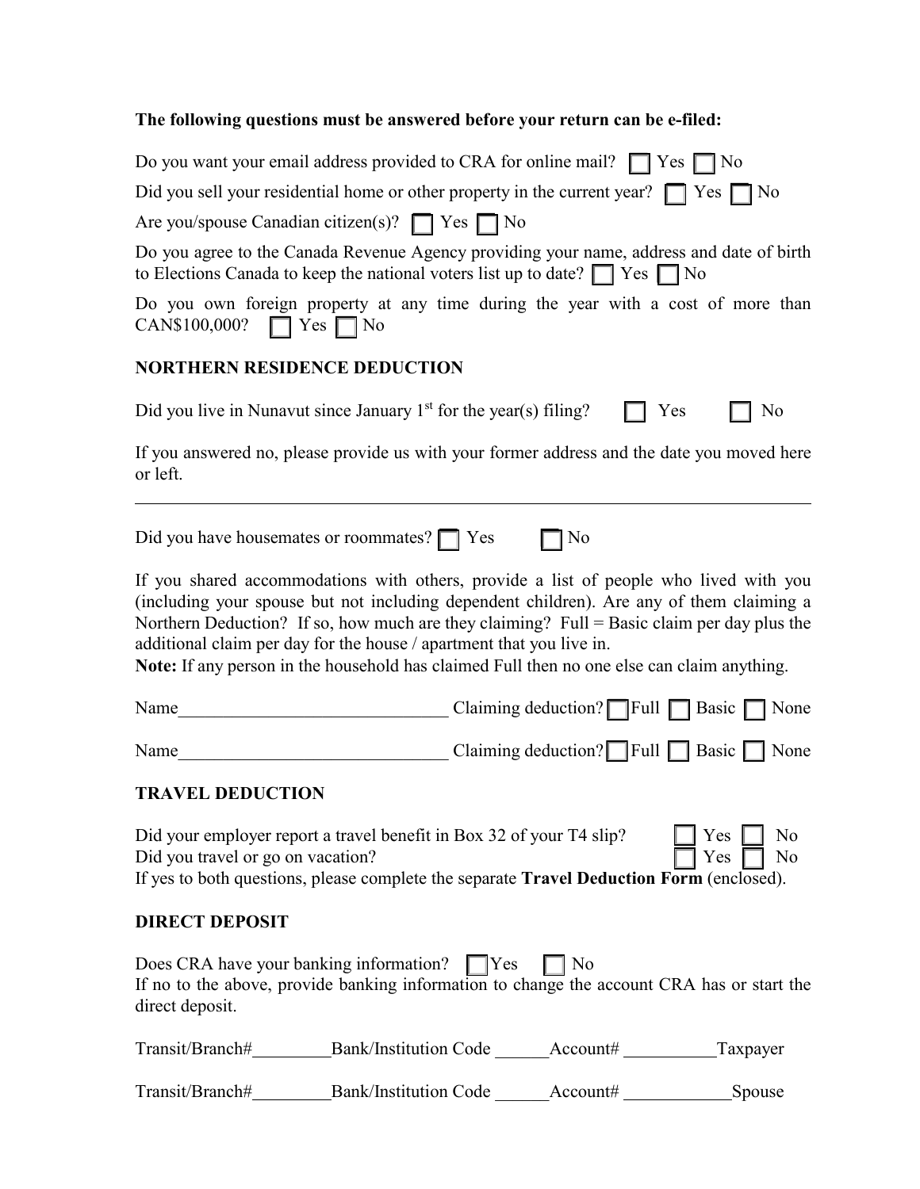**The following questions must be answered before your return can be e-filed:**

Do you want your email address provided to CRA for online mail? ☐ Yes ☐ No

Did you sell your residential home or other property in the current year? ☐ Yes ☐ No

Are you/spouse Canadian citizen(s)? ☐ Yes ☐ No

Do you agree to the Canada Revenue Agency providing your name, address and date of birth to Elections Canada to keep the national voters list up to date? ☐ Yes ☐ No

Do you own foreign property at any time during the year with a cost of more than CAN$100,000? ☐ Yes ☐ No

## NORTHERN RESIDENCE DEDUCTION

Did you live in Nunavut since January 1st for the year(s) filing? ☐ Yes ☐ No

If you answered no, please provide us with your former address and the date you moved here or left.

______________________________________________________________________________

Did you have housemates or roommates? ☐ Yes ☐ No

If you shared accommodations with others, provide a list of people who lived with you (including your spouse but not including dependent children). Are any of them claiming a Northern Deduction? If so, how much are they claiming? Full = Basic claim per day plus the additional claim per day for the house / apartment that you live in.

**Note:** If any person in the household has claimed Full then no one else can claim anything.

Name______________________________ Claiming deduction? ☐ Full ☐ Basic ☐ None

Name______________________________ Claiming deduction? ☐ Full ☐ Basic ☐ None

## TRAVEL DEDUCTION

Did your employer report a travel benefit in Box 32 of your T4 slip? ☐ Yes ☐ No

Did you travel or go on vacation? ☐ Yes ☐ No

If yes to both questions, please complete the separate **Travel Deduction Form** (enclosed).

## DIRECT DEPOSIT

Does CRA have your banking information? ☐ Yes ☐ No

If no to the above, provide banking information to change the account CRA has or start the direct deposit.

Transit/Branch#_________ Bank/Institution Code ______ Account# __________ Taxpayer

Transit/Branch#_________ Bank/Institution Code ______ Account# ____________ Spouse